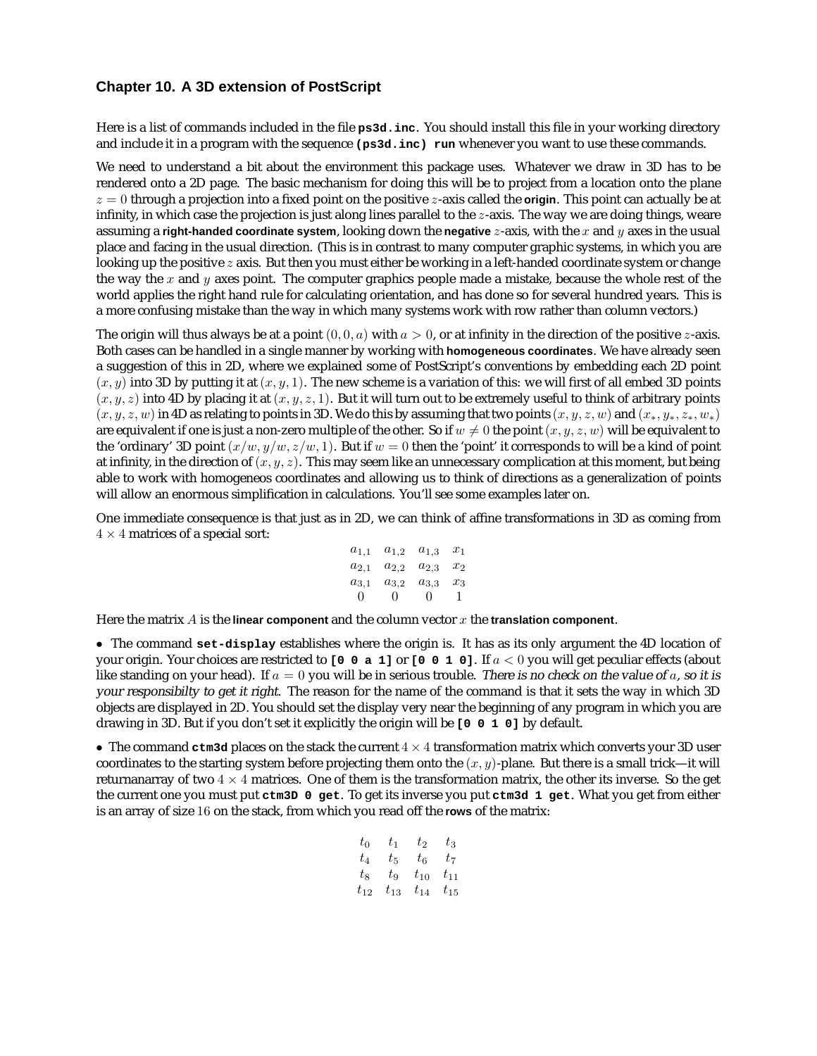## Chapter 10. A 3D extension of PostScript

Here is a list of commands included in the file **ps3d.inc**. You should install this file in your working directory and include it in a program with the sequence **(ps3d.inc) run** whenever you want to use these commands.

We need to understand a bit about the environment this package uses. Whatever we draw in 3D has to be rendered onto a 2D page. The basic mechanism for doing this will be to project from a location onto the plane $z = 0$ through a projection into a fixed point on the positive $z$-axis called the **origin**. This point can actually be at infinity, in which case the projection is just along lines parallel to the $z$-axis. The way we are doing things, weare assuming a **right-handed coordinate system**, looking down the **negative** $z$-axis, with the $x$ and $y$ axes in the usual place and facing in the usual direction. (This is in contrast to many computer graphic systems, in which you are looking up the positive $z$ axis. But then you must either be working in a left-handed coordinate system or change the way the $x$ and $y$ axes point. The computer graphics people made a mistake, because the whole rest of the world applies the right hand rule for calculating orientation, and has done so for several hundred years. This is a more confusing mistake than the way in which many systems work with row rather than column vectors.)

The origin will thus always be at a point $(0, 0, a)$ with $a > 0$, or at infinity in the direction of the positive $z$-axis. Both cases can be handled in a single manner by working with **homogeneous coordinates**. We have already seen a suggestion of this in 2D, where we explained some of PostScript's conventions by embedding each 2D point $(x, y)$ into 3D by putting it at $(x, y, 1)$. The new scheme is a variation of this: we will first of all embed 3D points $(x, y, z)$ into 4D by placing it at $(x, y, z, 1)$. But it will turn out to be extremely useful to think of arbitrary points $(x, y, z, w)$ in 4D as relating to points in 3D. We do this by assuming that two points $(x, y, z, w)$ and $(x_*, y_*, z_*, w_*)$ are equivalent if one is just a non-zero multiple of the other. So if $w \neq 0$ the point $(x, y, z, w)$ will be equivalent to the 'ordinary' 3D point $(x/w, y/w, z/w, 1)$. But if $w = 0$ then the 'point' it corresponds to will be a kind of point at infinity, in the direction of $(x, y, z)$. This may seem like an unnecessary complication at this moment, but being able to work with homogeneos coordinates and allowing us to think of directions as a generalization of points will allow an enormous simplification in calculations. You'll see some examples later on.

One immediate consequence is that just as in 2D, we can think of affine transformations in 3D as coming from $4 \times 4$ matrices of a special sort:

$$
\begin{matrix}
a_{1,1} & a_{1,2} & a_{1,3} & x_1 \\
a_{2,1} & a_{2,2} & a_{2,3} & x_2 \\
a_{3,1} & a_{3,2} & a_{3,3} & x_3 \\
0 & 0 & 0 & 1
\end{matrix}
$$

Here the matrix $A$ is the **linear component** and the column vector $x$ the **translation component**.

- The command **set-display** establishes where the origin is. It has as its only argument the 4D location of your origin. Your choices are restricted to **[0 0 a 1]** or **[0 0 1 0]**. If $a < 0$ you will get peculiar effects (about like standing on your head). If $a = 0$ you will be in serious trouble. *There is no check on the value of $a$, so it is your responsibilty to get it right.* The reason for the name of the command is that it sets the way in which 3D objects are displayed in 2D. You should set the display very near the beginning of any program in which you are drawing in 3D. But if you don't set it explicitly the origin will be **[0 0 1 0]** by default.

- The command **ctm3d** places on the stack the current $4 \times 4$ transformation matrix which converts your 3D user coordinates to the starting system before projecting them onto the $(x, y)$-plane. But there is a small trick—it will returnanarray of two $4 \times 4$ matrices. One of them is the transformation matrix, the other its inverse. So the get the current one you must put **ctm3D 0 get**. To get its inverse you put **ctm3d 1 get**. What you get from either is an array of size 16 on the stack, from which you read off the **rows** of the matrix:

$$
\begin{matrix}
t_0 & t_1 & t_2 & t_3 \\
t_4 & t_5 & t_6 & t_7 \\
t_8 & t_9 & t_{10} & t_{11} \\
t_{12} & t_{13} & t_{14} & t_{15}
\end{matrix}
$$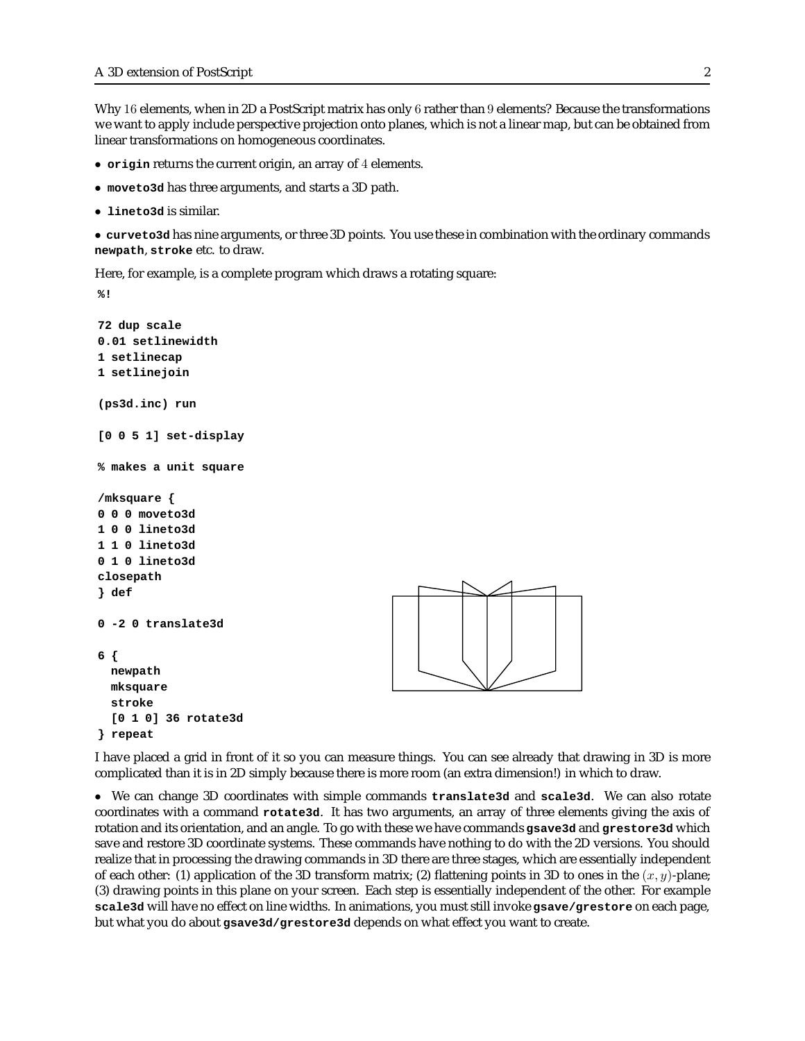Why $16$ elements, when in 2D a PostScript matrix has only $6$ rather than $9$ elements? Because the transformations we want to apply include perspective projection onto planes, which is not a linear map, but can be obtained from linear transformations on homogeneous coordinates.

- **origin** returns the current origin, an array of $4$ elements.
- **moveto3d** has three arguments, and starts a 3D path.
- **lineto3d** is similar.
- **curveto3d** has nine arguments, or three 3D points. You use these in combination with the ordinary commands **newpath**, **stroke** etc. to draw.

Here, for example, is a complete program which draws a rotating square:

```
%!

72 dup scale
0.01 setlinewidth
1 setlinecap
1 setlinejoin

(ps3d.inc) run

[0 0 5 1] set-display

% makes a unit square

/mksquare {
0 0 0 moveto3d
1 0 0 lineto3d
1 1 0 lineto3d
0 1 0 lineto3d
closepath
} def

0 -2 0 translate3d

6 {
  newpath
  mksquare
  stroke
  [0 1 0] 36 rotate3d
} repeat
```

I have placed a grid in front of it so you can measure things. You can see already that drawing in 3D is more complicated than it is in 2D simply because there is more room (an extra dimension!) in which to draw.

- We can change 3D coordinates with simple commands **translate3d** and **scale3d**. We can also rotate coordinates with a command **rotate3d**. It has two arguments, an array of three elements giving the axis of rotation and its orientation, and an angle. To go with these we have commands **gsave3d** and **grestore3d** which save and restore 3D coordinate systems. These commands have nothing to do with the 2D versions. You should realize that in processing the drawing commands in 3D there are three stages, which are essentially independent of each other: (1) application of the 3D transform matrix; (2) flattening points in 3D to ones in the $(x, y)$-plane; (3) drawing points in this plane on your screen. Each step is essentially independent of the other. For example **scale3d** will have no effect on line widths. In animations, you must still invoke **gsave/grestore** on each page, but what you do about **gsave3d/grestore3d** depends on what effect you want to create.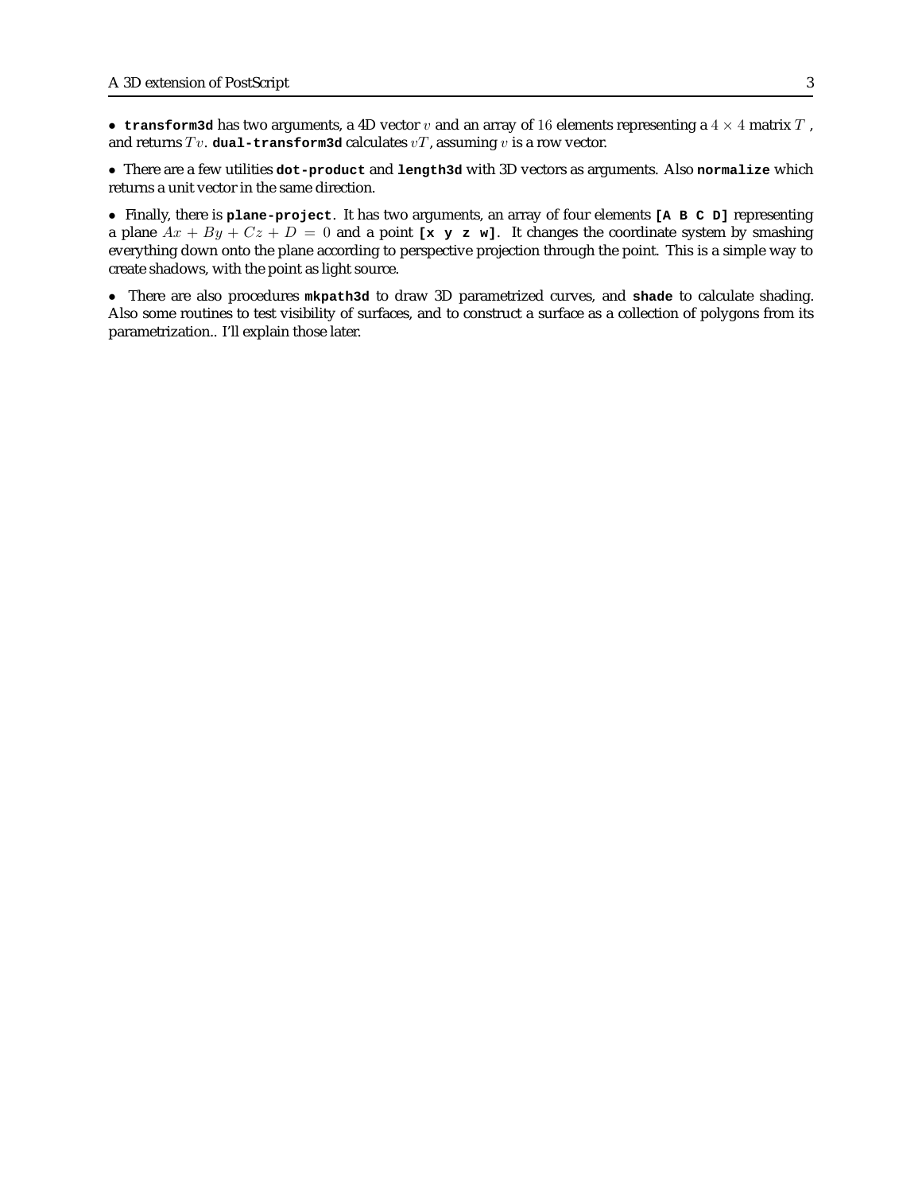- **`transform3d`** has two arguments, a 4D vector $v$ and an array of $16$ elements representing a $4 \times 4$ matrix $T$ , and returns $Tv$. **`dual-transform3d`** calculates $vT$, assuming $v$ is a row vector.

- There are a few utilities **`dot-product`** and **`length3d`** with 3D vectors as arguments. Also **`normalize`** which returns a unit vector in the same direction.

- Finally, there is **`plane-project`**. It has two arguments, an array of four elements **`[A B C D]`** representing a plane $Ax + By + Cz + D = 0$ and a point **`[x y z w]`**. It changes the coordinate system by smashing everything down onto the plane according to perspective projection through the point. This is a simple way to create shadows, with the point as light source.

- There are also procedures **`mkpath3d`** to draw 3D parametrized curves, and **`shade`** to calculate shading. Also some routines to test visibility of surfaces, and to construct a surface as a collection of polygons from its parametrization.. I'll explain those later.